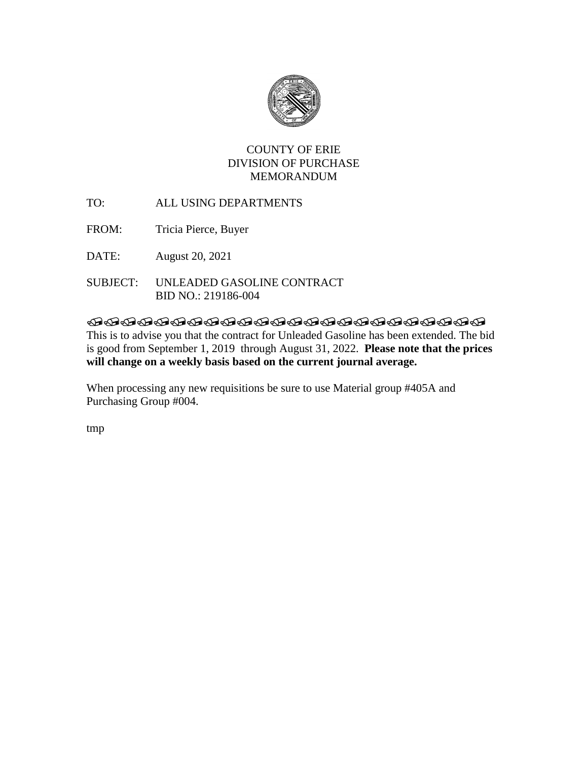COUNTY OF ERIE
DIVISION OF PURCHASE
MEMORANDUM

TO: ALL USING DEPARTMENTS

FROM: Tricia Pierce, Buyer

DATE: August 20, 2021

SUBJECT: UNLEADED GASOLINE CONTRACT
BID NO.: 219186-004

This is to advise you that the contract for Unleaded Gasoline has been extended. The bid is good from September 1, 2019 through August 31, 2022. **Please note that the prices will change on a weekly basis based on the current journal average.**

When processing any new requisitions be sure to use Material group #405A and Purchasing Group #004.

tmp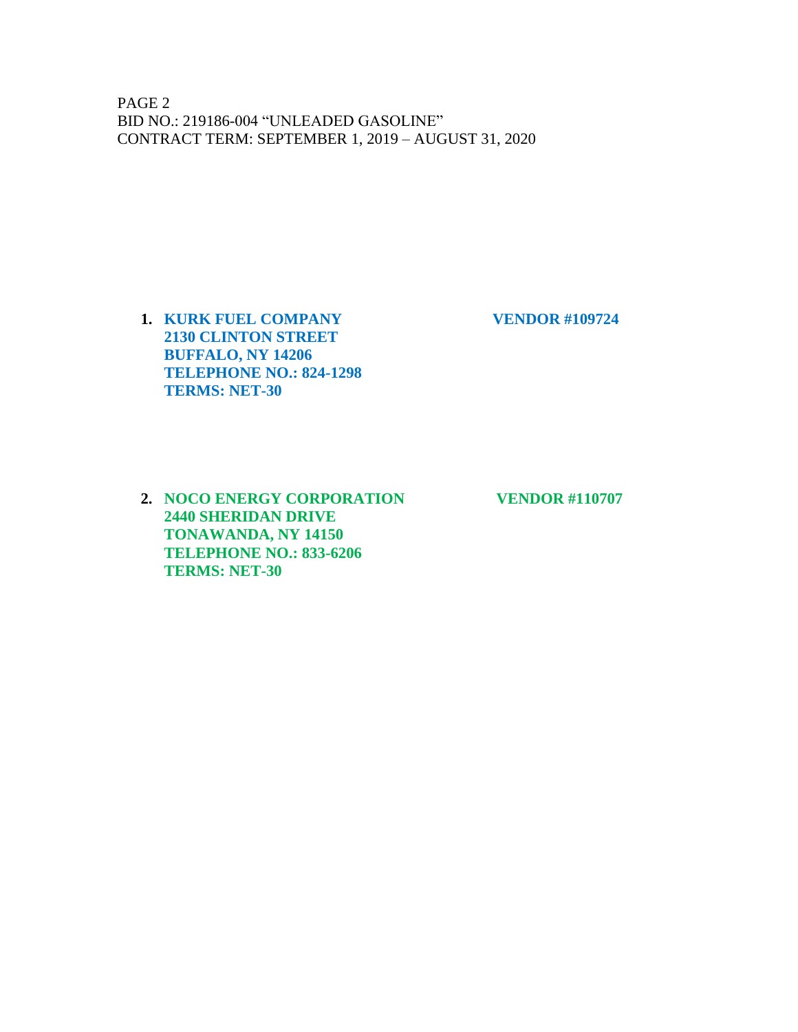BID NO.: 219186-004 "UNLEADED GASOLINE"
CONTRACT TERM: SEPTEMBER 1, 2019 – AUGUST 31, 2020

1. **KURK FUEL COMPANY** — **VENDOR #109724**
   **2130 CLINTON STREET**
   **BUFFALO, NY 14206**
   **TELEPHONE NO.: 824-1298**
   **TERMS: NET-30**

2. **NOCO ENERGY CORPORATION** — **VENDOR #110707**
   **2440 SHERIDAN DRIVE**
   **TONAWANDA, NY 14150**
   **TELEPHONE NO.: 833-6206**
   **TERMS: NET-30**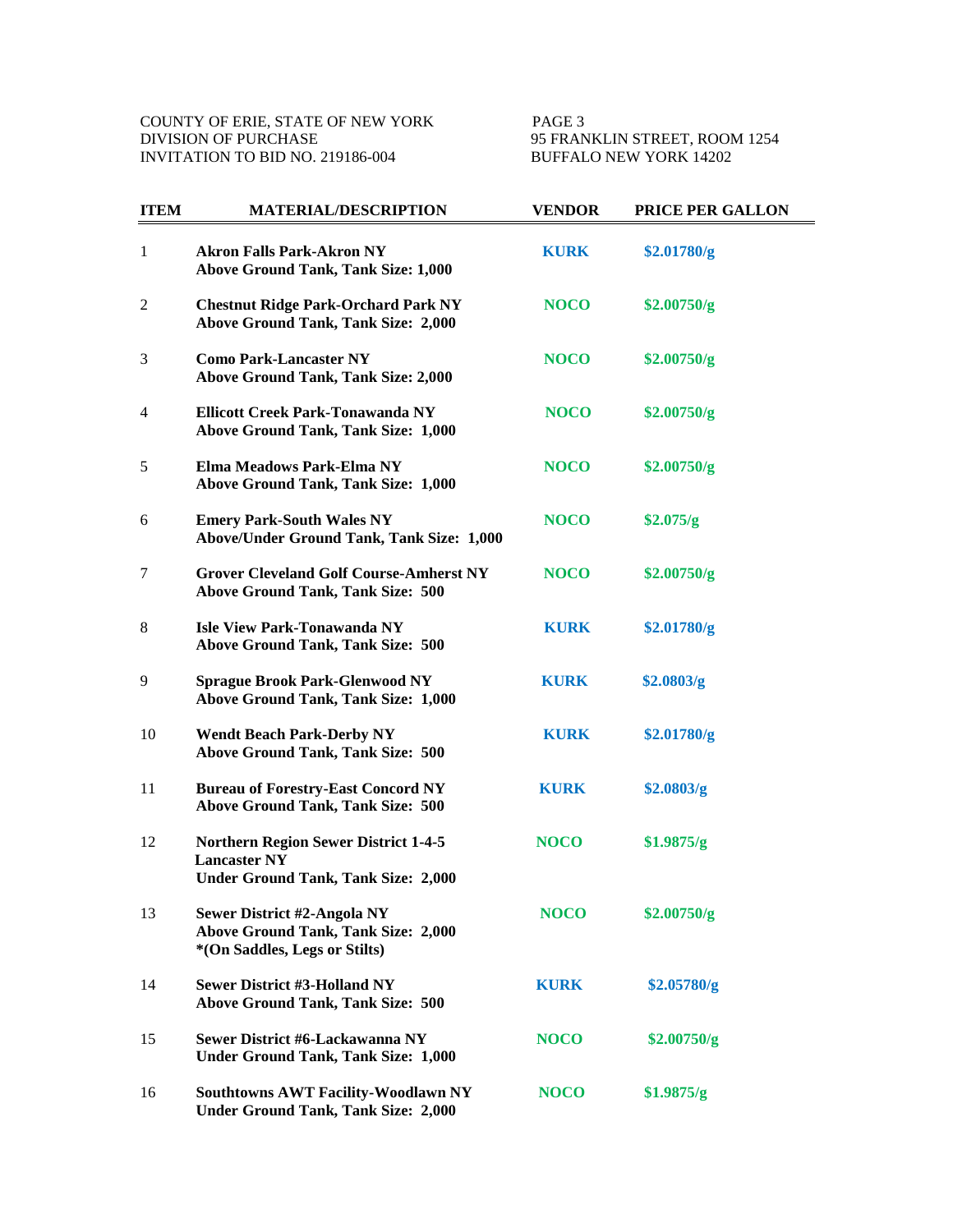COUNTY OF ERIE, STATE OF NEW YORK
DIVISION OF PURCHASE
INVITATION TO BID NO. 219186-004

95 FRANKLIN STREET, ROOM 1254
BUFFALO NEW YORK 14202

| ITEM | MATERIAL/DESCRIPTION | VENDOR | PRICE PER GALLON |
|---|---|---|---|
| 1 | **Akron Falls Park-Akron NY**<br>**Above Ground Tank, Tank Size: 1,000** | **KURK** | **$2.01780/g** |
| 2 | **Chestnut Ridge Park-Orchard Park NY**<br>**Above Ground Tank, Tank Size: 2,000** | **NOCO** | **$2.00750/g** |
| 3 | **Como Park-Lancaster NY**<br>**Above Ground Tank, Tank Size: 2,000** | **NOCO** | **$2.00750/g** |
| 4 | **Ellicott Creek Park-Tonawanda NY**<br>**Above Ground Tank, Tank Size: 1,000** | **NOCO** | **$2.00750/g** |
| 5 | **Elma Meadows Park-Elma NY**<br>**Above Ground Tank, Tank Size: 1,000** | **NOCO** | **$2.00750/g** |
| 6 | **Emery Park-South Wales NY**<br>**Above/Under Ground Tank, Tank Size: 1,000** | **NOCO** | **$2.075/g** |
| 7 | **Grover Cleveland Golf Course-Amherst NY**<br>**Above Ground Tank, Tank Size: 500** | **NOCO** | **$2.00750/g** |
| 8 | **Isle View Park-Tonawanda NY**<br>**Above Ground Tank, Tank Size: 500** | **KURK** | **$2.01780/g** |
| 9 | **Sprague Brook Park-Glenwood NY**<br>**Above Ground Tank, Tank Size: 1,000** | **KURK** | **$2.0803/g** |
| 10 | **Wendt Beach Park-Derby NY**<br>**Above Ground Tank, Tank Size: 500** | **KURK** | **$2.01780/g** |
| 11 | **Bureau of Forestry-East Concord NY**<br>**Above Ground Tank, Tank Size: 500** | **KURK** | **$2.0803/g** |
| 12 | **Northern Region Sewer District 1-4-5**<br>**Lancaster NY**<br>**Under Ground Tank, Tank Size: 2,000** | **NOCO** | **$1.9875/g** |
| 13 | **Sewer District #2-Angola NY**<br>**Above Ground Tank, Tank Size: 2,000**<br>**\*(On Saddles, Legs or Stilts)** | **NOCO** | **$2.00750/g** |
| 14 | **Sewer District #3-Holland NY**<br>**Above Ground Tank, Tank Size: 500** | **KURK** | **$2.05780/g** |
| 15 | **Sewer District #6-Lackawanna NY**<br>**Under Ground Tank, Tank Size: 1,000** | **NOCO** | **$2.00750/g** |
| 16 | **Southtowns AWT Facility-Woodlawn NY**<br>**Under Ground Tank, Tank Size: 2,000** | **NOCO** | **$1.9875/g** |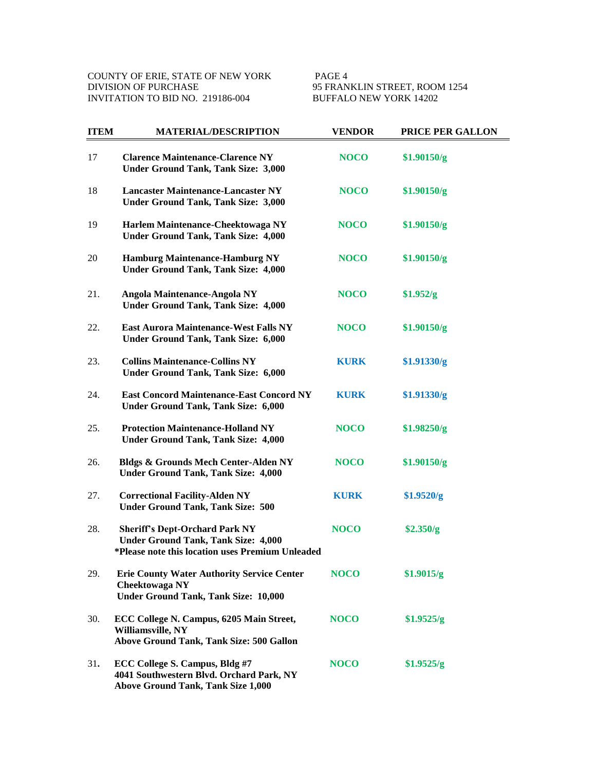COUNTY OF ERIE, STATE OF NEW YORK
DIVISION OF PURCHASE
INVITATION TO BID NO. 219186-004

95 FRANKLIN STREET, ROOM 1254
BUFFALO NEW YORK 14202

| ITEM | MATERIAL/DESCRIPTION | VENDOR | PRICE PER GALLON |
|---|---|---|---|
| 17 | **Clarence Maintenance-Clarence NY**<br>**Under Ground Tank, Tank Size: 3,000** | **NOCO** | **$1.90150/g** |
| 18 | **Lancaster Maintenance-Lancaster NY**<br>**Under Ground Tank, Tank Size: 3,000** | **NOCO** | **$1.90150/g** |
| 19 | **Harlem Maintenance-Cheektowaga NY**<br>**Under Ground Tank, Tank Size: 4,000** | **NOCO** | **$1.90150/g** |
| 20 | **Hamburg Maintenance-Hamburg NY**<br>**Under Ground Tank, Tank Size: 4,000** | **NOCO** | **$1.90150/g** |
| 21. | **Angola Maintenance-Angola NY**<br>**Under Ground Tank, Tank Size: 4,000** | **NOCO** | **$1.952/g** |
| 22. | **East Aurora Maintenance-West Falls NY**<br>**Under Ground Tank, Tank Size: 6,000** | **NOCO** | **$1.90150/g** |
| 23. | **Collins Maintenance-Collins NY**<br>**Under Ground Tank, Tank Size: 6,000** | **KURK** | **$1.91330/g** |
| 24. | **East Concord Maintenance-East Concord NY**<br>**Under Ground Tank, Tank Size: 6,000** | **KURK** | **$1.91330/g** |
| 25. | **Protection Maintenance-Holland NY**<br>**Under Ground Tank, Tank Size: 4,000** | **NOCO** | **$1.98250/g** |
| 26. | **Bldgs & Grounds Mech Center-Alden NY**<br>**Under Ground Tank, Tank Size: 4,000** | **NOCO** | **$1.90150/g** |
| 27. | **Correctional Facility-Alden NY**<br>**Under Ground Tank, Tank Size: 500** | **KURK** | **$1.9520/g** |
| 28. | **Sheriff's Dept-Orchard Park NY**<br>**Under Ground Tank, Tank Size: 4,000**<br>**\*Please note this location uses Premium Unleaded** | **NOCO** | **$2.350/g** |
| 29. | **Erie County Water Authority Service Center**<br>**Cheektowaga NY**<br>**Under Ground Tank, Tank Size: 10,000** | **NOCO** | **$1.9015/g** |
| 30. | **ECC College N. Campus, 6205 Main Street, Williamsville, NY**<br>**Above Ground Tank, Tank Size: 500 Gallon** | **NOCO** | **$1.9525/g** |
| 31**.** | **ECC College S. Campus, Bldg #7**<br>**4041 Southwestern Blvd. Orchard Park, NY**<br>**Above Ground Tank, Tank Size 1,000** | **NOCO** | **$1.9525/g** |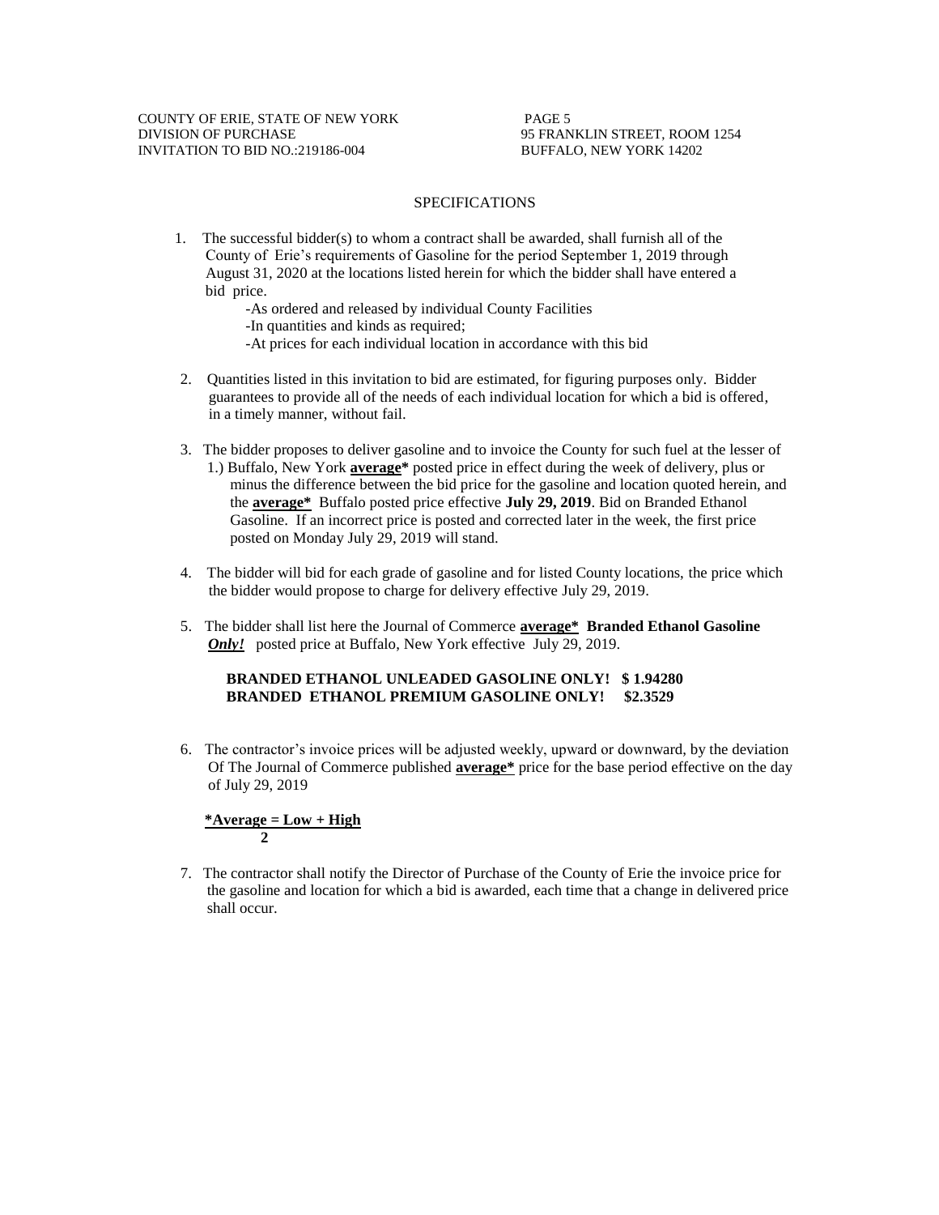## SPECIFICATIONS

1. The successful bidder(s) to whom a contract shall be awarded, shall furnish all of the County of Erie's requirements of Gasoline for the period September 1, 2019 through August 31, 2020 at the locations listed herein for which the bidder shall have entered a bid price.
   - -As ordered and released by individual County Facilities
   - -In quantities and kinds as required;
   - -At prices for each individual location in accordance with this bid

2. Quantities listed in this invitation to bid are estimated, for figuring purposes only. Bidder guarantees to provide all of the needs of each individual location for which a bid is offered, in a timely manner, without fail.

3. The bidder proposes to deliver gasoline and to invoice the County for such fuel at the lesser of 1.) Buffalo, New York **average*** posted price in effect during the week of delivery, plus or minus the difference between the bid price for the gasoline and location quoted herein, and the **average*** Buffalo posted price effective **July 29, 2019**. Bid on Branded Ethanol Gasoline. If an incorrect price is posted and corrected later in the week, the first price posted on Monday July 29, 2019 will stand.

4. The bidder will bid for each grade of gasoline and for listed County locations, the price which the bidder would propose to charge for delivery effective July 29, 2019.

5. The bidder shall list here the Journal of Commerce **average*** **Branded Ethanol Gasoline** ***Only!*** posted price at Buffalo, New York effective July 29, 2019.

   **BRANDED ETHANOL UNLEADED GASOLINE ONLY! $ 1.94280**
   **BRANDED ETHANOL PREMIUM GASOLINE ONLY! $2.3529**

6. The contractor's invoice prices will be adjusted weekly, upward or downward, by the deviation Of The Journal of Commerce published **average*** price for the base period effective on the day of July 29, 2019

   **\*Average = Low + High / 2**

   $$\text{Average} = \frac{\text{Low} + \text{High}}{2}$$

7. The contractor shall notify the Director of Purchase of the County of Erie the invoice price for the gasoline and location for which a bid is awarded, each time that a change in delivered price shall occur.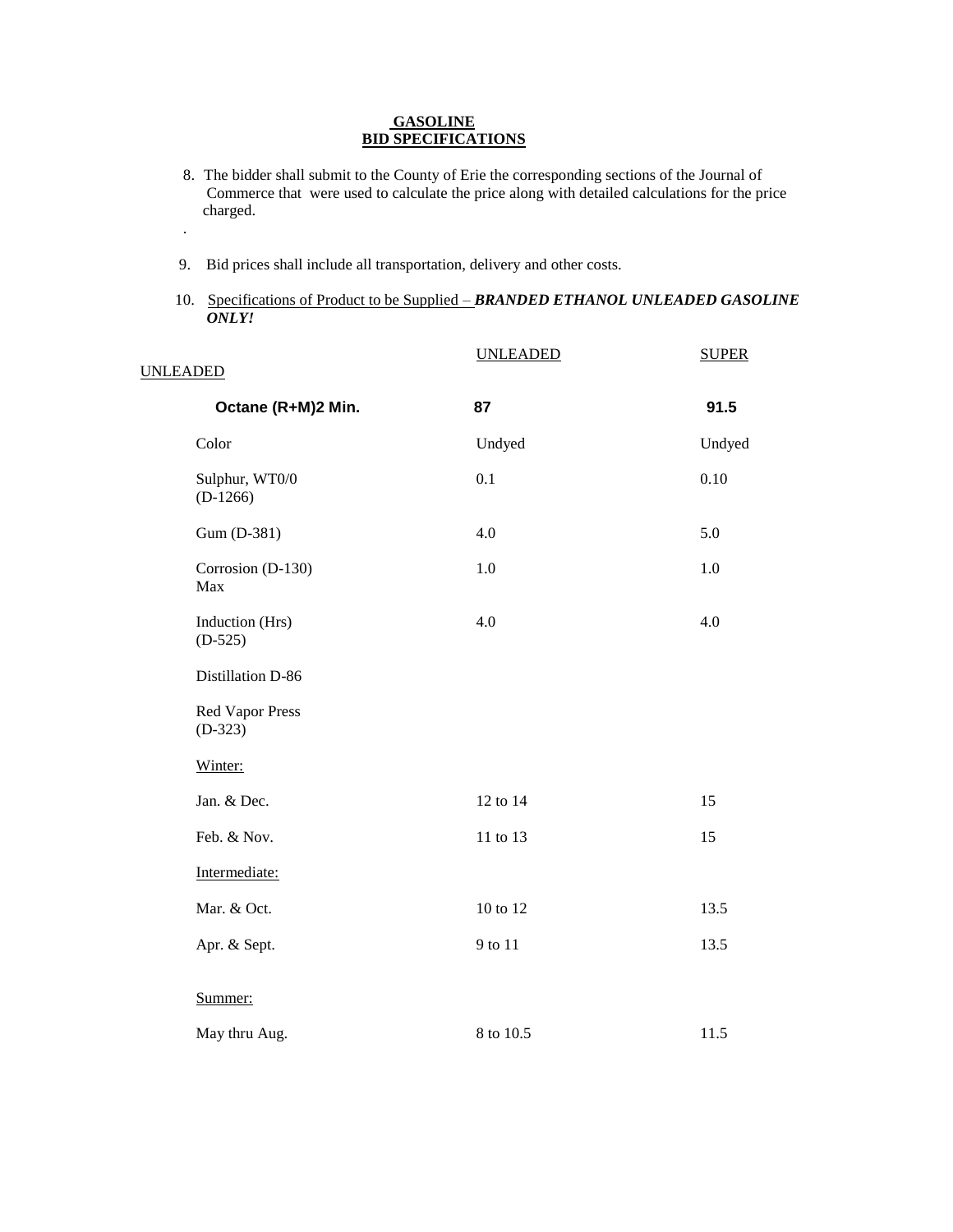## GASOLINE
## BID SPECIFICATIONS

8. The bidder shall submit to the County of Erie the corresponding sections of the Journal of Commerce that were used to calculate the price along with detailed calculations for the price charged.

.

9. Bid prices shall include all transportation, delivery and other costs.

10. Specifications of Product to be Supplied – ***BRANDED ETHANOL UNLEADED GASOLINE ONLY!***

| | UNLEADED | SUPER UNLEADED |
|---|---|---|
| **Octane (R+M)2 Min.** | **87** | **91.5** |
| Color | Undyed | Undyed |
| Sulphur, WT0/0 (D-1266) | 0.1 | 0.10 |
| Gum (D-381) | 4.0 | 5.0 |
| Corrosion (D-130) Max | 1.0 | 1.0 |
| Induction (Hrs) (D-525) | 4.0 | 4.0 |
| Distillation D-86 | | |
| Red Vapor Press (D-323) | | |
| Winter: | | |
| Jan. & Dec. | 12 to 14 | 15 |
| Feb. & Nov. | 11 to 13 | 15 |
| Intermediate: | | |
| Mar. & Oct. | 10 to 12 | 13.5 |
| Apr. & Sept. | 9 to 11 | 13.5 |
| Summer: | | |
| May thru Aug. | 8 to 10.5 | 11.5 |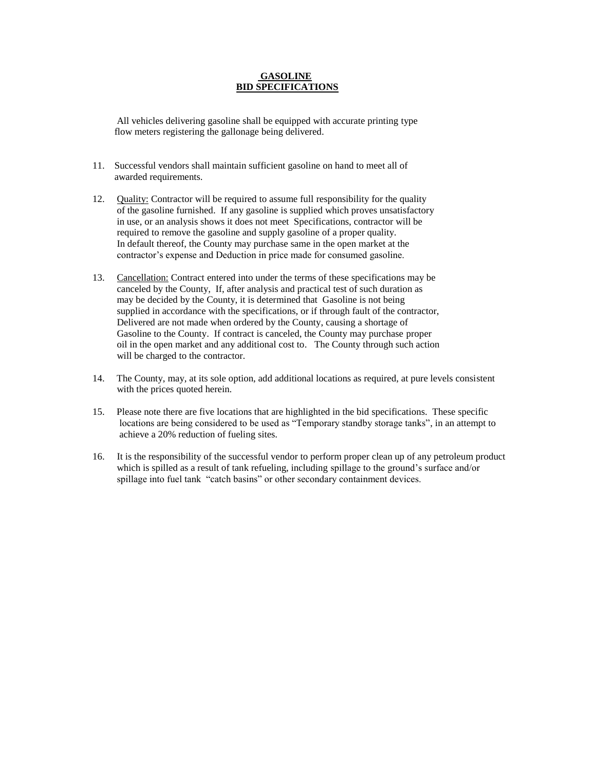**GASOLINE**
**BID SPECIFICATIONS**

All vehicles delivering gasoline shall be equipped with accurate printing type flow meters registering the gallonage being delivered.

11. Successful vendors shall maintain sufficient gasoline on hand to meet all of awarded requirements.

12. Quality: Contractor will be required to assume full responsibility for the quality of the gasoline furnished. If any gasoline is supplied which proves unsatisfactory in use, or an analysis shows it does not meet Specifications, contractor will be required to remove the gasoline and supply gasoline of a proper quality. In default thereof, the County may purchase same in the open market at the contractor's expense and Deduction in price made for consumed gasoline.

13. Cancellation: Contract entered into under the terms of these specifications may be canceled by the County, If, after analysis and practical test of such duration as may be decided by the County, it is determined that Gasoline is not being supplied in accordance with the specifications, or if through fault of the contractor, Delivered are not made when ordered by the County, causing a shortage of Gasoline to the County. If contract is canceled, the County may purchase proper oil in the open market and any additional cost to. The County through such action will be charged to the contractor.

14. The County, may, at its sole option, add additional locations as required, at pure levels consistent with the prices quoted herein.

15. Please note there are five locations that are highlighted in the bid specifications. These specific locations are being considered to be used as "Temporary standby storage tanks", in an attempt to achieve a 20% reduction of fueling sites.

16. It is the responsibility of the successful vendor to perform proper clean up of any petroleum product which is spilled as a result of tank refueling, including spillage to the ground's surface and/or spillage into fuel tank "catch basins" or other secondary containment devices.